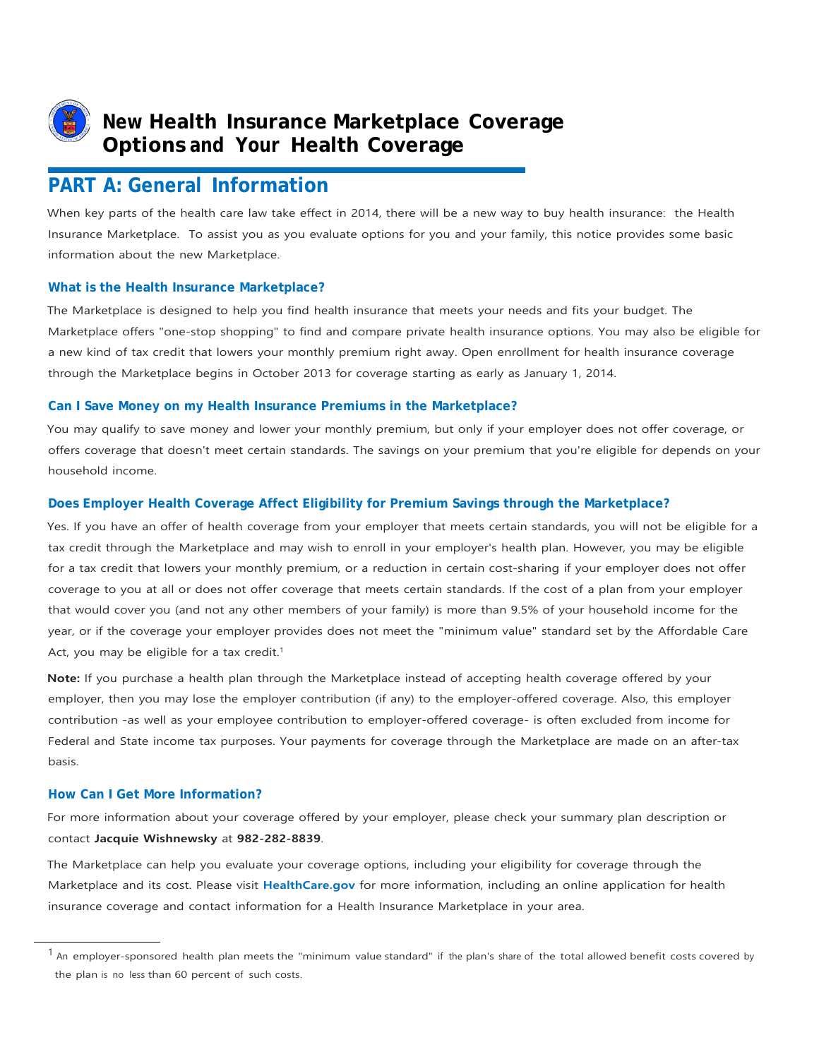# New Health Insurance Marketplace Coverage Options and Your Health Coverage

## PART A: General Information

When key parts of the health care law take effect in 2014, there will be a new way to buy health insurance: the Health Insurance Marketplace. To assist you as you evaluate options for you and your family, this notice provides some basic information about the new Marketplace.

### What is the Health Insurance Marketplace?

The Marketplace is designed to help you find health insurance that meets your needs and fits your budget. The Marketplace offers "one-stop shopping" to find and compare private health insurance options. You may also be eligible for a new kind of tax credit that lowers your monthly premium right away. Open enrollment for health insurance coverage through the Marketplace begins in October 2013 for coverage starting as early as January 1, 2014.

### Can I Save Money on my Health Insurance Premiums in the Marketplace?

You may qualify to save money and lower your monthly premium, but only if your employer does not offer coverage, or offers coverage that doesn't meet certain standards. The savings on your premium that you're eligible for depends on your household income.

### Does Employer Health Coverage Affect Eligibility for Premium Savings through the Marketplace?

Yes. If you have an offer of health coverage from your employer that meets certain standards, you will not be eligible for a tax credit through the Marketplace and may wish to enroll in your employer's health plan. However, you may be eligible for a tax credit that lowers your monthly premium, or a reduction in certain cost-sharing if your employer does not offer coverage to you at all or does not offer coverage that meets certain standards. If the cost of a plan from your employer that would cover you (and not any other members of your family) is more than 9.5% of your household income for the year, or if the coverage your employer provides does not meet the "minimum value" standard set by the Affordable Care Act, you may be eligible for a tax credit.[1]

**Note:** If you purchase a health plan through the Marketplace instead of accepting health coverage offered by your employer, then you may lose the employer contribution (if any) to the employer-offered coverage. Also, this employer contribution -as well as your employee contribution to employer-offered coverage- is often excluded from income for Federal and State income tax purposes. Your payments for coverage through the Marketplace are made on an after-tax basis.

### How Can I Get More Information?

For more information about your coverage offered by your employer, please check your summary plan description or contact **Jacquie Wishnewsky** at **982-282-8839**.

The Marketplace can help you evaluate your coverage options, including your eligibility for coverage through the Marketplace and its cost. Please visit **HealthCare.gov** for more information, including an online application for health insurance coverage and contact information for a Health Insurance Marketplace in your area.

---

[1] An employer-sponsored health plan meets the "minimum value standard" if the plan's share of the total allowed benefit costs covered by the plan is no less than 60 percent of such costs.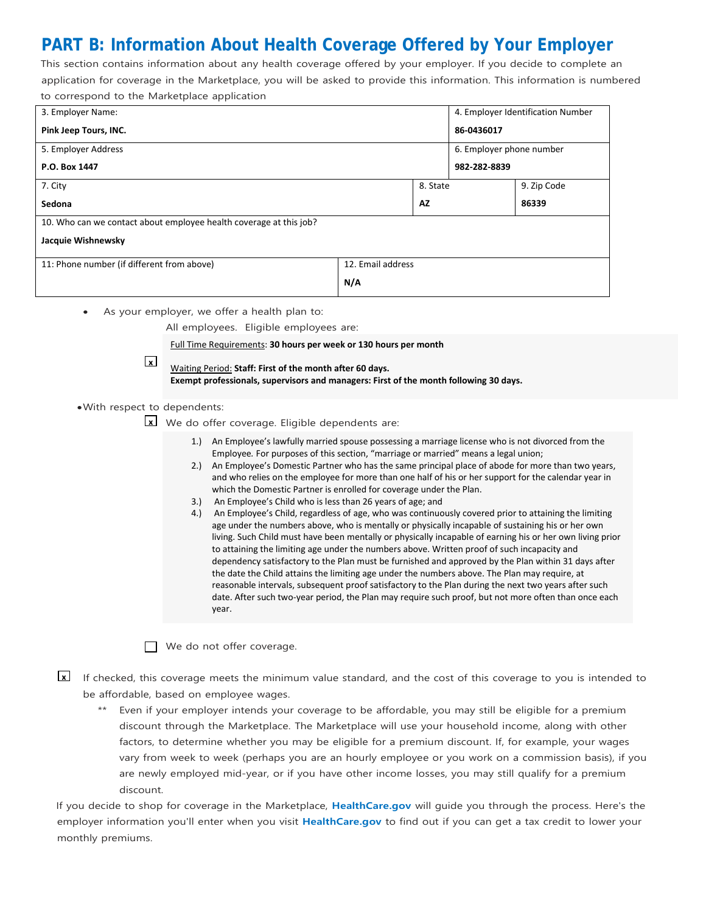# PART B: Information About Health Coverage Offered by Your Employer

This section contains information about any health coverage offered by your employer. If you decide to complete an application for coverage in the Marketplace, you will be asked to provide this information. This information is numbered to correspond to the Marketplace application

| | | | |
|---|---|---|---|
| 3. Employer Name:<br>**Pink Jeep Tours, INC.** | | | 4. Employer Identification Number<br>**86-0436017** |
| 5. Employer Address<br>**P.O. Box 1447** | | | 6. Employer phone number<br>**982-282-8839** |
| 7. City<br>**Sedona** | | 8. State<br>**AZ** | 9. Zip Code<br>**86339** |
| 10. Who can we contact about employee health coverage at this job?<br>**Jacquie Wishnewsky** | | | |
| 11: Phone number (if different from above) | 12. Email address<br>**N/A** | | |

- As your employer, we offer a health plan to:

  All employees. Eligible employees are:

  [x] Full Time Requirements: **30 hours per week or 130 hours per month**

  Waiting Period: **Staff: First of the month after 60 days.**
  **Exempt professionals, supervisors and managers: First of the month following 30 days.**

- With respect to dependents:

  [x] We do offer coverage. Eligible dependents are:

  1.) An Employee's lawfully married spouse possessing a marriage license who is not divorced from the Employee. For purposes of this section, "marriage or married" means a legal union;
  2.) An Employee's Domestic Partner who has the same principal place of abode for more than two years, and who relies on the employee for more than one half of his or her support for the calendar year in which the Domestic Partner is enrolled for coverage under the Plan.
  3.) An Employee's Child who is less than 26 years of age; and
  4.) An Employee's Child, regardless of age, who was continuously covered prior to attaining the limiting age under the numbers above, who is mentally or physically incapable of sustaining his or her own living. Such Child must have been mentally or physically incapable of earning his or her own living prior to attaining the limiting age under the numbers above. Written proof of such incapacity and dependency satisfactory to the Plan must be furnished and approved by the Plan within 31 days after the date the Child attains the limiting age under the numbers above. The Plan may require, at reasonable intervals, subsequent proof satisfactory to the Plan during the next two years after such date. After such two-year period, the Plan may require such proof, but not more often than once each year.

  [ ] We do not offer coverage.

[x] If checked, this coverage meets the minimum value standard, and the cost of this coverage to you is intended to be affordable, based on employee wages.

** Even if your employer intends your coverage to be affordable, you may still be eligible for a premium discount through the Marketplace. The Marketplace will use your household income, along with other factors, to determine whether you may be eligible for a premium discount. If, for example, your wages vary from week to week (perhaps you are an hourly employee or you work on a commission basis), if you are newly employed mid-year, or if you have other income losses, you may still qualify for a premium discount.

If you decide to shop for coverage in the Marketplace, **HealthCare.gov** will guide you through the process. Here's the employer information you'll enter when you visit **HealthCare.gov** to find out if you can get a tax credit to lower your monthly premiums.